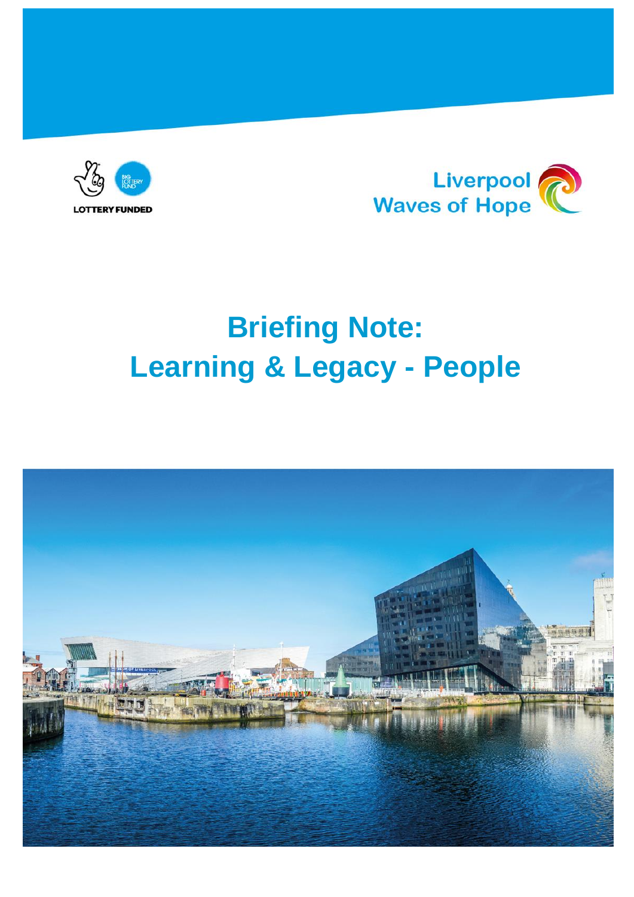LOTTERY FUNDED

Liverpool Waves of Hope

# Briefing Note: Learning & Legacy - People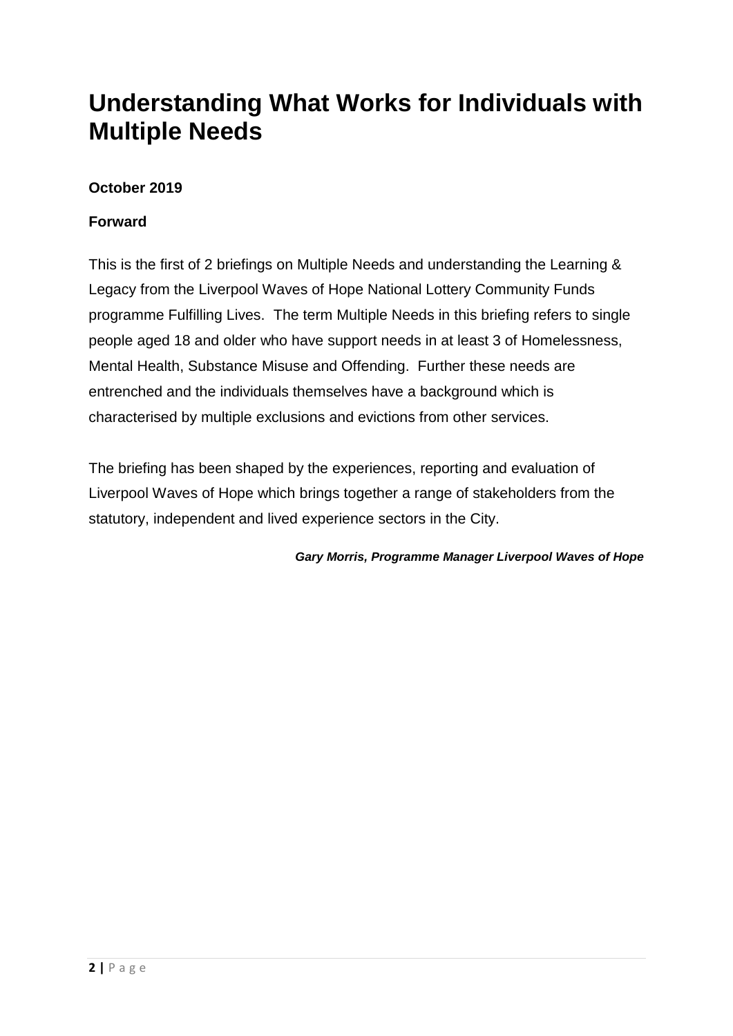# Understanding What Works for Individuals with Multiple Needs

**October 2019**

**Forward**

This is the first of 2 briefings on Multiple Needs and understanding the Learning & Legacy from the Liverpool Waves of Hope National Lottery Community Funds programme Fulfilling Lives. The term Multiple Needs in this briefing refers to single people aged 18 and older who have support needs in at least 3 of Homelessness, Mental Health, Substance Misuse and Offending. Further these needs are entrenched and the individuals themselves have a background which is characterised by multiple exclusions and evictions from other services.

The briefing has been shaped by the experiences, reporting and evaluation of Liverpool Waves of Hope which brings together a range of stakeholders from the statutory, independent and lived experience sectors in the City.

***Gary Morris, Programme Manager Liverpool Waves of Hope***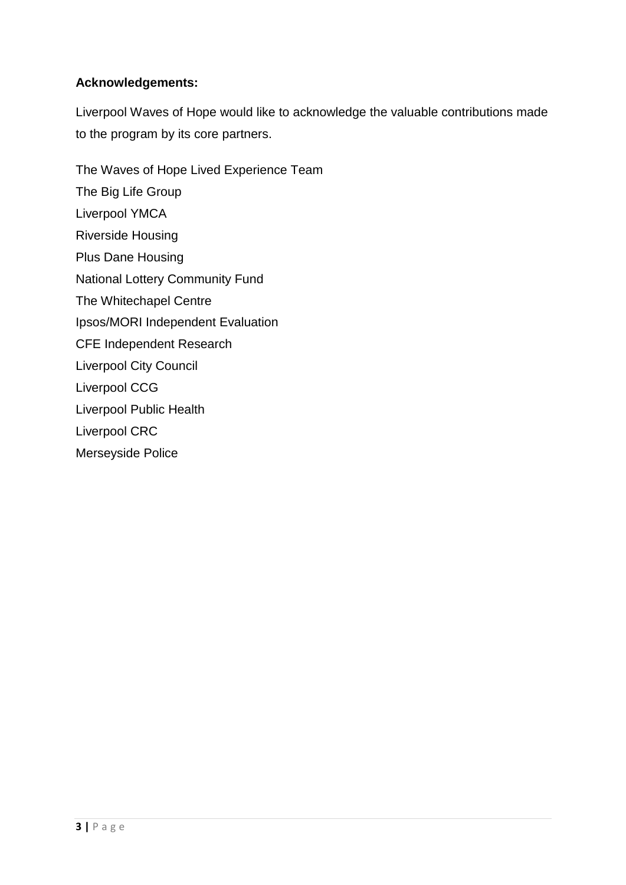**Acknowledgements:**

Liverpool Waves of Hope would like to acknowledge the valuable contributions made to the program by its core partners.

The Waves of Hope Lived Experience Team
The Big Life Group
Liverpool YMCA
Riverside Housing
Plus Dane Housing
National Lottery Community Fund
The Whitechapel Centre
Ipsos/MORI Independent Evaluation
CFE Independent Research
Liverpool City Council
Liverpool CCG
Liverpool Public Health
Liverpool CRC
Merseyside Police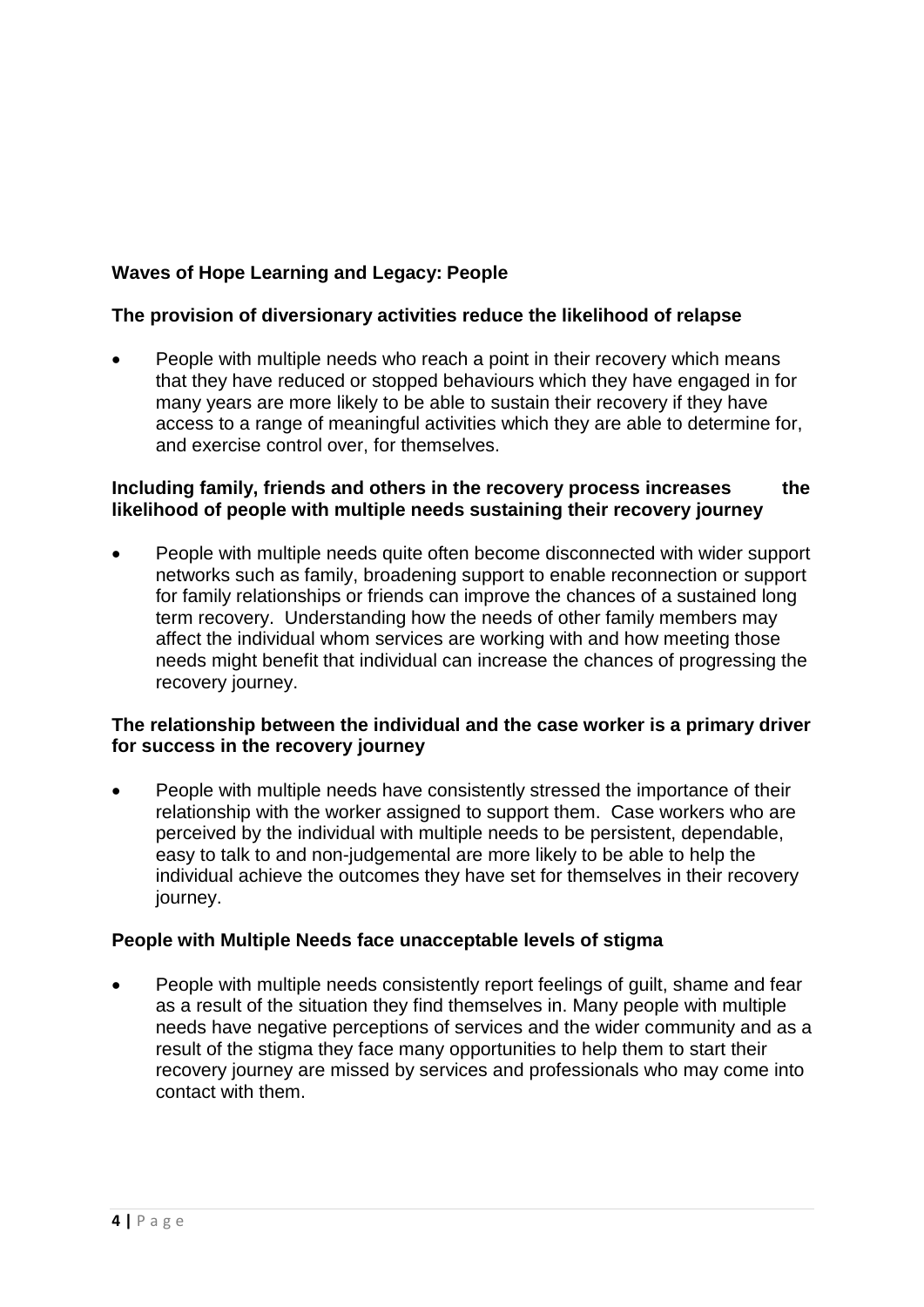## Waves of Hope Learning and Legacy: People

### The provision of diversionary activities reduce the likelihood of relapse

- People with multiple needs who reach a point in their recovery which means that they have reduced or stopped behaviours which they have engaged in for many years are more likely to be able to sustain their recovery if they have access to a range of meaningful activities which they are able to determine for, and exercise control over, for themselves.

### Including family, friends and others in the recovery process increases the likelihood of people with multiple needs sustaining their recovery journey

- People with multiple needs quite often become disconnected with wider support networks such as family, broadening support to enable reconnection or support for family relationships or friends can improve the chances of a sustained long term recovery. Understanding how the needs of other family members may affect the individual whom services are working with and how meeting those needs might benefit that individual can increase the chances of progressing the recovery journey.

### The relationship between the individual and the case worker is a primary driver for success in the recovery journey

- People with multiple needs have consistently stressed the importance of their relationship with the worker assigned to support them. Case workers who are perceived by the individual with multiple needs to be persistent, dependable, easy to talk to and non-judgemental are more likely to be able to help the individual achieve the outcomes they have set for themselves in their recovery journey.

### People with Multiple Needs face unacceptable levels of stigma

- People with multiple needs consistently report feelings of guilt, shame and fear as a result of the situation they find themselves in. Many people with multiple needs have negative perceptions of services and the wider community and as a result of the stigma they face many opportunities to help them to start their recovery journey are missed by services and professionals who may come into contact with them.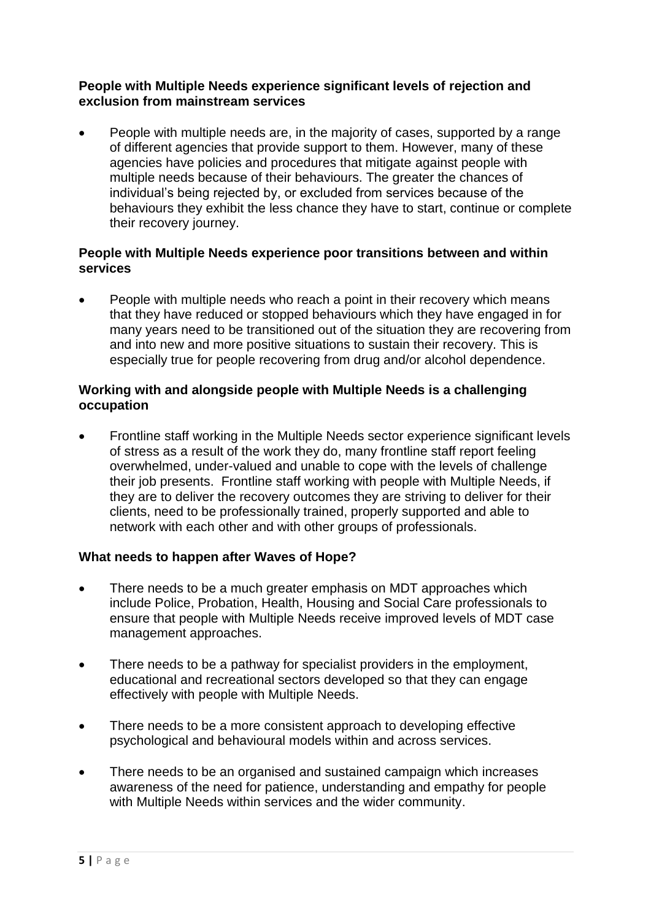**People with Multiple Needs experience significant levels of rejection and exclusion from mainstream services**

- People with multiple needs are, in the majority of cases, supported by a range of different agencies that provide support to them. However, many of these agencies have policies and procedures that mitigate against people with multiple needs because of their behaviours. The greater the chances of individual's being rejected by, or excluded from services because of the behaviours they exhibit the less chance they have to start, continue or complete their recovery journey.

**People with Multiple Needs experience poor transitions between and within services**

- People with multiple needs who reach a point in their recovery which means that they have reduced or stopped behaviours which they have engaged in for many years need to be transitioned out of the situation they are recovering from and into new and more positive situations to sustain their recovery. This is especially true for people recovering from drug and/or alcohol dependence.

**Working with and alongside people with Multiple Needs is a challenging occupation**

- Frontline staff working in the Multiple Needs sector experience significant levels of stress as a result of the work they do, many frontline staff report feeling overwhelmed, under-valued and unable to cope with the levels of challenge their job presents. Frontline staff working with people with Multiple Needs, if they are to deliver the recovery outcomes they are striving to deliver for their clients, need to be professionally trained, properly supported and able to network with each other and with other groups of professionals.

**What needs to happen after Waves of Hope?**

- There needs to be a much greater emphasis on MDT approaches which include Police, Probation, Health, Housing and Social Care professionals to ensure that people with Multiple Needs receive improved levels of MDT case management approaches.

- There needs to be a pathway for specialist providers in the employment, educational and recreational sectors developed so that they can engage effectively with people with Multiple Needs.

- There needs to be a more consistent approach to developing effective psychological and behavioural models within and across services.

- There needs to be an organised and sustained campaign which increases awareness of the need for patience, understanding and empathy for people with Multiple Needs within services and the wider community.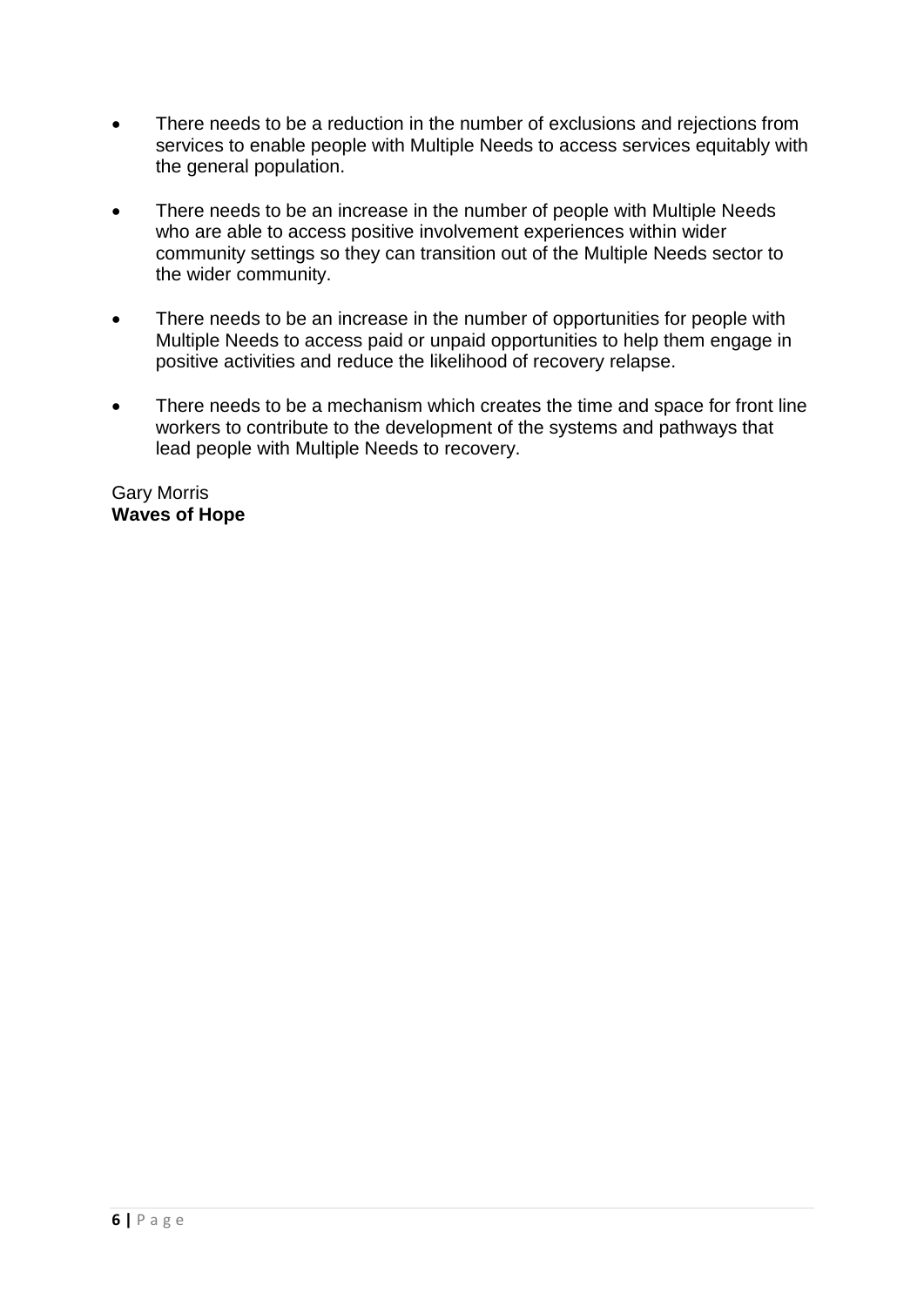- There needs to be a reduction in the number of exclusions and rejections from services to enable people with Multiple Needs to access services equitably with the general population.

- There needs to be an increase in the number of people with Multiple Needs who are able to access positive involvement experiences within wider community settings so they can transition out of the Multiple Needs sector to the wider community.

- There needs to be an increase in the number of opportunities for people with Multiple Needs to access paid or unpaid opportunities to help them engage in positive activities and reduce the likelihood of recovery relapse.

- There needs to be a mechanism which creates the time and space for front line workers to contribute to the development of the systems and pathways that lead people with Multiple Needs to recovery.

Gary Morris
**Waves of Hope**